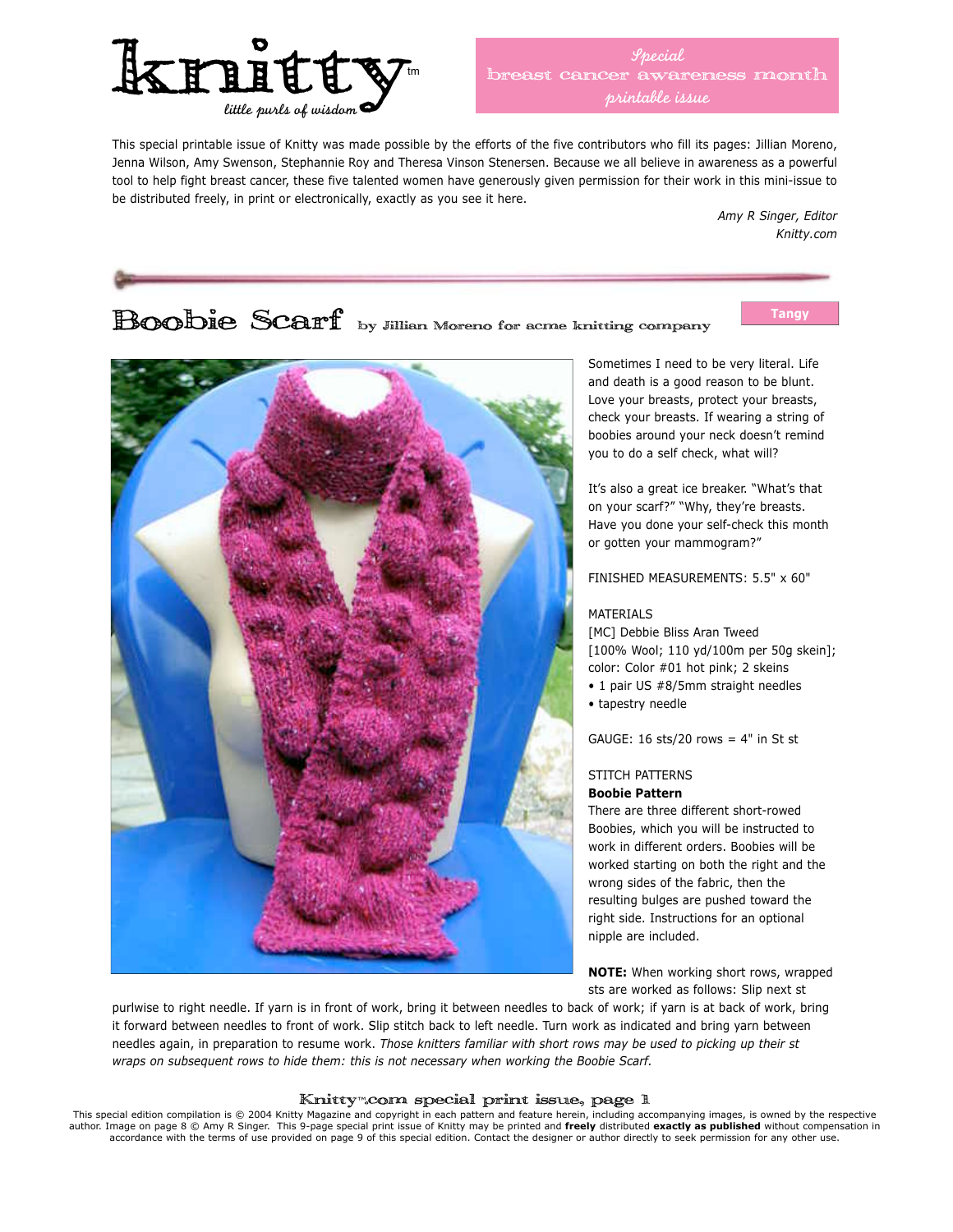Special
breast cancer awareness month
printable issue

This special printable issue of Knitty was made possible by the efforts of the five contributors who fill its pages: Jillian Moreno, Jenna Wilson, Amy Swenson, Stephannie Roy and Theresa Vinson Stenersen. Because we all believe in awareness as a powerful tool to help fight breast cancer, these five talented women have generously given permission for their work in this mini-issue to be distributed freely, in print or electronically, exactly as you see it here.

*Amy R Singer, Editor*
*Knitty.com*

# Boobie Scarf

by Jillian Moreno for acme knitting company

Tangy

Sometimes I need to be very literal. Life and death is a good reason to be blunt. Love your breasts, protect your breasts, check your breasts. If wearing a string of boobies around your neck doesn't remind you to do a self check, what will?

It's also a great ice breaker. "What's that on your scarf?" "Why, they're breasts. Have you done your self-check this month or gotten your mammogram?"

FINISHED MEASUREMENTS: 5.5" x 60"

MATERIALS
[MC] Debbie Bliss Aran Tweed
[100% Wool; 110 yd/100m per 50g skein];
color: Color #01 hot pink; 2 skeins
- 1 pair US #8/5mm straight needles
- tapestry needle

GAUGE: 16 sts/20 rows = 4" in St st

STITCH PATTERNS

**Boobie Pattern**

There are three different short-rowed Boobies, which you will be instructed to work in different orders. Boobies will be worked starting on both the right and the wrong sides of the fabric, then the resulting bulges are pushed toward the right side. Instructions for an optional nipple are included.

**NOTE:** When working short rows, wrapped sts are worked as follows: Slip next st purlwise to right needle. If yarn is in front of work, bring it between needles to back of work; if yarn is at back of work, bring it forward between needles to front of work. Slip stitch back to left needle. Turn work as indicated and bring yarn between needles again, in preparation to resume work. *Those knitters familiar with short rows may be used to picking up their st wraps on subsequent rows to hide them: this is not necessary when working the Boobie Scarf.*

This special edition compilation is © 2004 Knitty Magazine and copyright in each pattern and feature herein, including accompanying images, is owned by the respective author. Image on page 8 © Amy R Singer. This 9-page special print issue of Knitty may be printed and **freely** distributed **exactly as published** without compensation in accordance with the terms of use provided on page 9 of this special edition. Contact the designer or author directly to seek permission for any other use.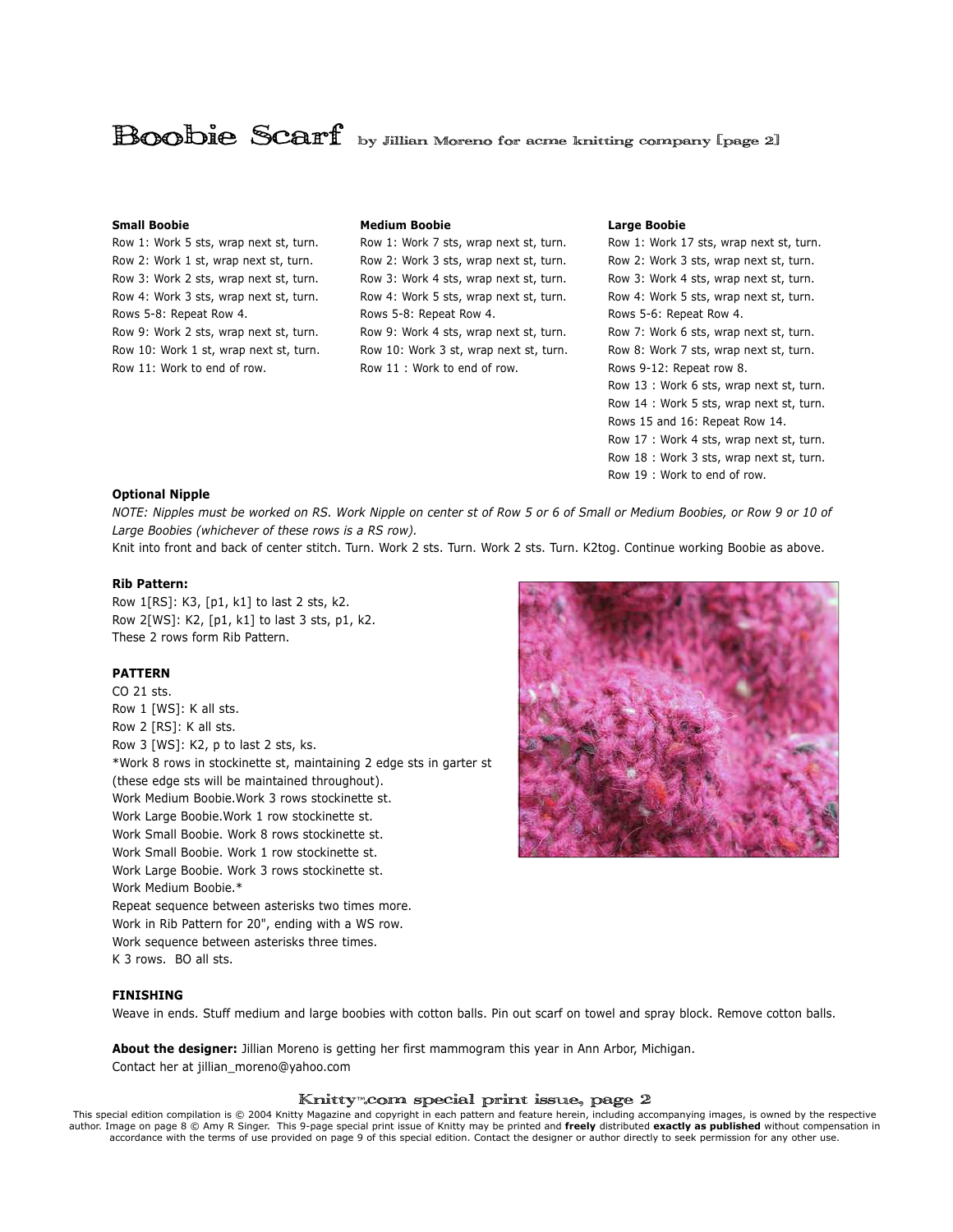# Boobie Scarf by Jillian Moreno for acme knitting company [page 2]

**Small Boobie**
Row 1: Work 5 sts, wrap next st, turn.
Row 2: Work 1 st, wrap next st, turn.
Row 3: Work 2 sts, wrap next st, turn.
Row 4: Work 3 sts, wrap next st, turn.
Rows 5-8: Repeat Row 4.
Row 9: Work 2 sts, wrap next st, turn.
Row 10: Work 1 st, wrap next st, turn.
Row 11: Work to end of row.

**Medium Boobie**
Row 1: Work 7 sts, wrap next st, turn.
Row 2: Work 3 sts, wrap next st, turn.
Row 3: Work 4 sts, wrap next st, turn.
Row 4: Work 5 sts, wrap next st, turn.
Rows 5-8: Repeat Row 4.
Row 9: Work 4 sts, wrap next st, turn.
Row 10: Work 3 st, wrap next st, turn.
Row 11 : Work to end of row.

**Large Boobie**
Row 1: Work 17 sts, wrap next st, turn.
Row 2: Work 3 sts, wrap next st, turn.
Row 3: Work 4 sts, wrap next st, turn.
Row 4: Work 5 sts, wrap next st, turn.
Rows 5-6: Repeat Row 4.
Row 7: Work 6 sts, wrap next st, turn.
Row 8: Work 7 sts, wrap next st, turn.
Rows 9-12: Repeat row 8.
Row 13 : Work 6 sts, wrap next st, turn.
Row 14 : Work 5 sts, wrap next st, turn.
Rows 15 and 16: Repeat Row 14.
Row 17 : Work 4 sts, wrap next st, turn.
Row 18 : Work 3 sts, wrap next st, turn.
Row 19 : Work to end of row.

**Optional Nipple**
*NOTE: Nipples must be worked on RS. Work Nipple on center st of Row 5 or 6 of Small or Medium Boobies, or Row 9 or 10 of Large Boobies (whichever of these rows is a RS row).*
Knit into front and back of center stitch. Turn. Work 2 sts. Turn. Work 2 sts. Turn. K2tog. Continue working Boobie as above.

**Rib Pattern:**
Row 1[RS]: K3, [p1, k1] to last 2 sts, k2.
Row 2[WS]: K2, [p1, k1] to last 3 sts, p1, k2.
These 2 rows form Rib Pattern.

**PATTERN**
CO 21 sts.
Row 1 [WS]: K all sts.
Row 2 [RS]: K all sts.
Row 3 [WS]: K2, p to last 2 sts, ks.
*Work 8 rows in stockinette st, maintaining 2 edge sts in garter st (these edge sts will be maintained throughout).
Work Medium Boobie.Work 3 rows stockinette st.
Work Large Boobie.Work 1 row stockinette st.
Work Small Boobie. Work 8 rows stockinette st.
Work Small Boobie. Work 1 row stockinette st.
Work Large Boobie. Work 3 rows stockinette st.
Work Medium Boobie.*
Repeat sequence between asterisks two times more.
Work in Rib Pattern for 20", ending with a WS row.
Work sequence between asterisks three times.
K 3 rows. BO all sts.

**FINISHING**
Weave in ends. Stuff medium and large boobies with cotton balls. Pin out scarf on towel and spray block. Remove cotton balls.

**About the designer:** Jillian Moreno is getting her first mammogram this year in Ann Arbor, Michigan.
Contact her at jillian_moreno@yahoo.com

This special edition compilation is © 2004 Knitty Magazine and copyright in each pattern and feature herein, including accompanying images, is owned by the respective author. Image on page 8 © Amy R Singer. This 9-page special print issue of Knitty may be printed and **freely** distributed **exactly as published** without compensation in accordance with the terms of use provided on page 9 of this special edition. Contact the designer or author directly to seek permission for any other use.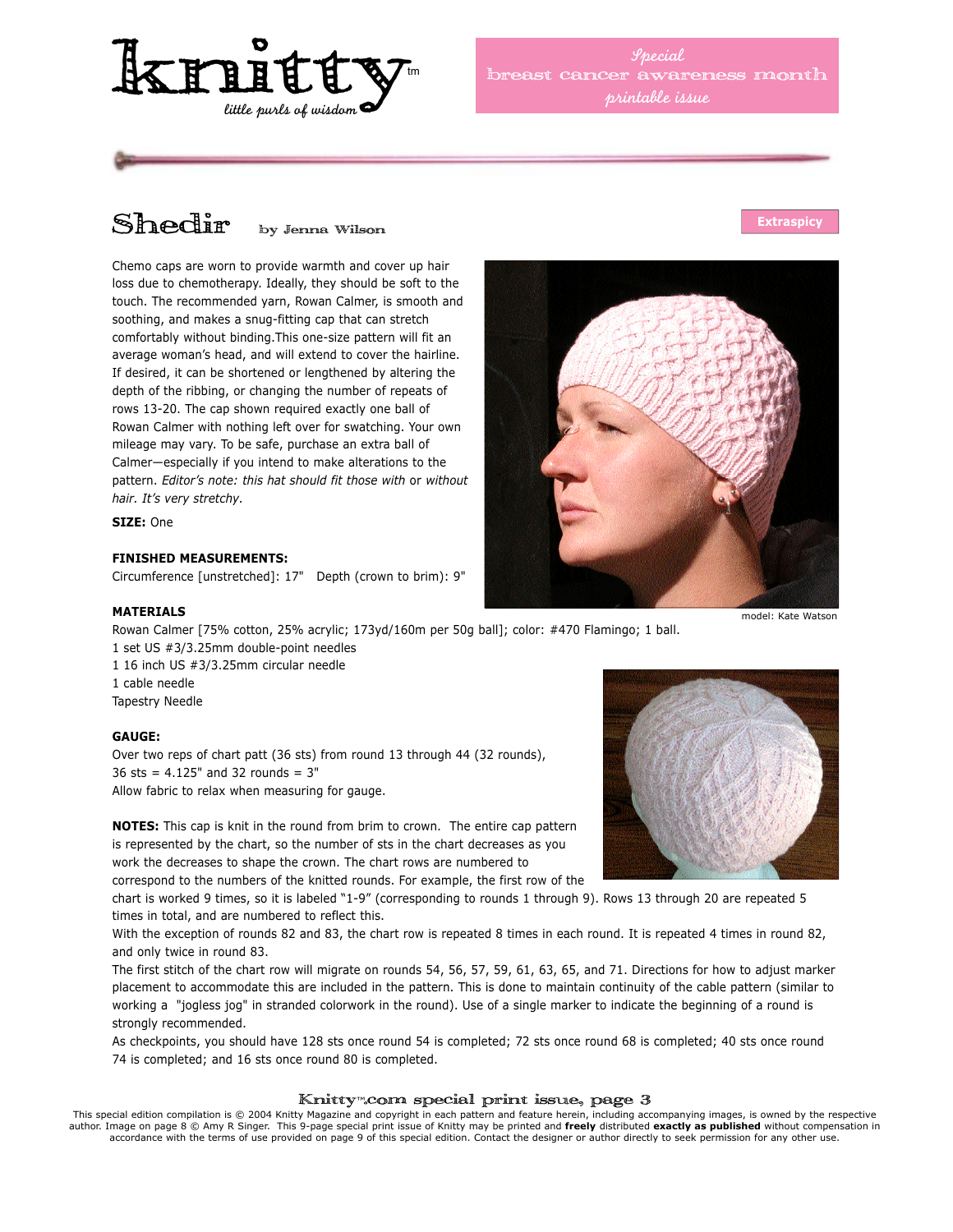# Shedir

by Jenna Wilson

Extraspicy

Chemo caps are worn to provide warmth and cover up hair loss due to chemotherapy. Ideally, they should be soft to the touch. The recommended yarn, Rowan Calmer, is smooth and soothing, and makes a snug-fitting cap that can stretch comfortably without binding.This one-size pattern will fit an average woman's head, and will extend to cover the hairline. If desired, it can be shortened or lengthened by altering the depth of the ribbing, or changing the number of repeats of rows 13-20. The cap shown required exactly one ball of Rowan Calmer with nothing left over for swatching. Your own mileage may vary. To be safe, purchase an extra ball of Calmer—especially if you intend to make alterations to the pattern. *Editor's note: this hat should fit those with* or *without hair. It's very stretchy.*

model: Kate Watson

**SIZE:** One

**FINISHED MEASUREMENTS:**
Circumference [unstretched]: 17"   Depth (crown to brim): 9"

**MATERIALS**
Rowan Calmer [75% cotton, 25% acrylic; 173yd/160m per 50g ball]; color: #470 Flamingo; 1 ball.
1 set US #3/3.25mm double-point needles
1 16 inch US #3/3.25mm circular needle
1 cable needle
Tapestry Needle

**GAUGE:**
Over two reps of chart patt (36 sts) from round 13 through 44 (32 rounds),
36 sts = 4.125" and 32 rounds = 3"
Allow fabric to relax when measuring for gauge.

**NOTES:** This cap is knit in the round from brim to crown. The entire cap pattern is represented by the chart, so the number of sts in the chart decreases as you work the decreases to shape the crown. The chart rows are numbered to correspond to the numbers of the knitted rounds. For example, the first row of the chart is worked 9 times, so it is labeled "1-9" (corresponding to rounds 1 through 9). Rows 13 through 20 are repeated 5 times in total, and are numbered to reflect this.

With the exception of rounds 82 and 83, the chart row is repeated 8 times in each round. It is repeated 4 times in round 82, and only twice in round 83.

The first stitch of the chart row will migrate on rounds 54, 56, 57, 59, 61, 63, 65, and 71. Directions for how to adjust marker placement to accommodate this are included in the pattern. This is done to maintain continuity of the cable pattern (similar to working a "jogless jog" in stranded colorwork in the round). Use of a single marker to indicate the beginning of a round is strongly recommended.

As checkpoints, you should have 128 sts once round 54 is completed; 72 sts once round 68 is completed; 40 sts once round 74 is completed; and 16 sts once round 80 is completed.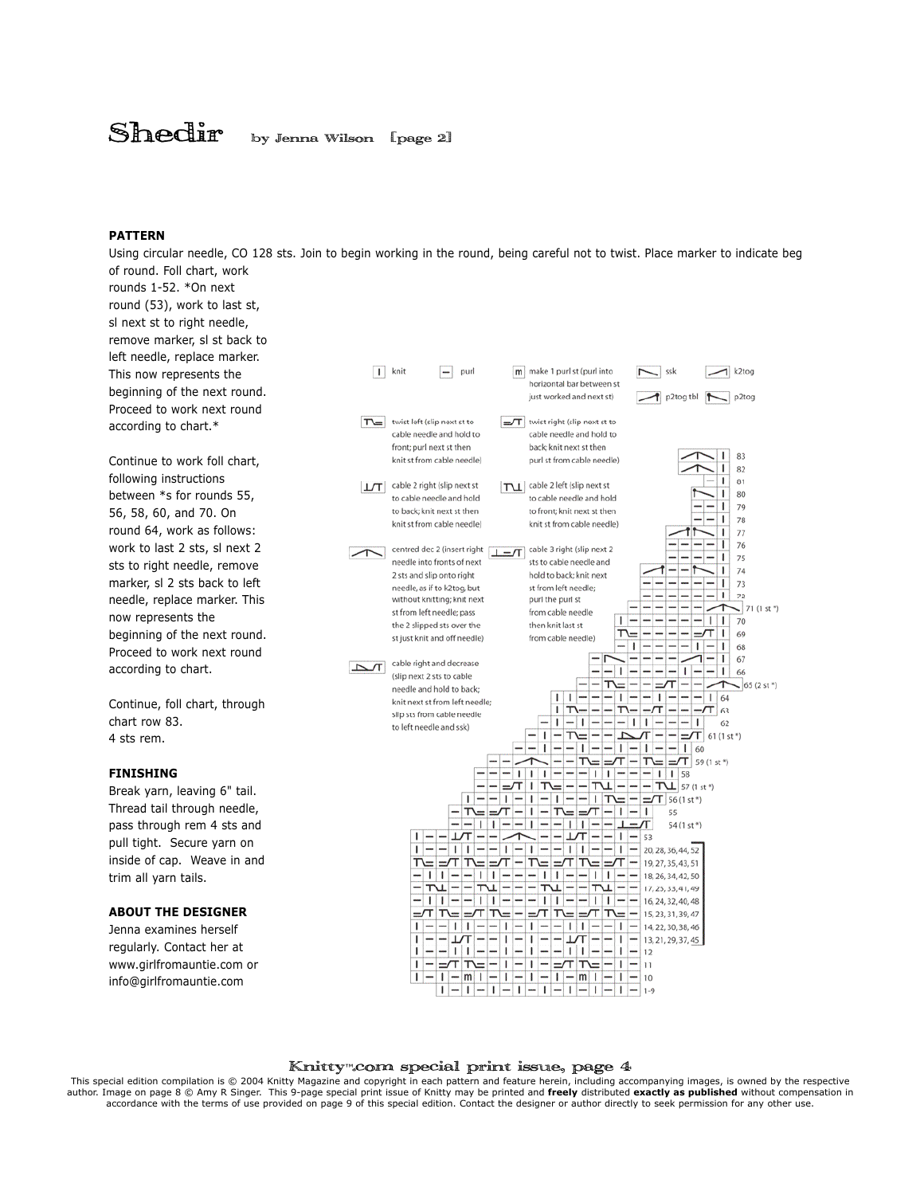## PATTERN

Using circular needle, CO 128 sts. Join to begin working in the round, being careful not to twist. Place marker to indicate beg of round. Foll chart, work rounds 1-52. *On next round (53), work to last st, sl next st to right needle, remove marker, sl st back to left needle, replace marker. This now represents the beginning of the next round. Proceed to work next round according to chart.*

Continue to work foll chart, following instructions between *s for rounds 55, 56, 58, 60, and 70. On round 64, work as follows: work to last 2 sts, sl next 2 sts to right needle, remove marker, sl 2 sts back to left needle, replace marker. This now represents the beginning of the next round. Proceed to work next round according to chart.

Continue, foll chart, through chart row 83.
4 sts rem.

## FINISHING

Break yarn, leaving 6" tail. Thread tail through needle, pass through rem 4 sts and pull tight. Secure yarn on inside of cap. Weave in and trim all yarn tails.

## ABOUT THE DESIGNER

Jenna examines herself regularly. Contact her at www.girlfromauntie.com or info@girlfromauntie.com

**Chart key:**

- knit
- purl
- make 1 purl st (purl into horizontal bar between st just worked and next st)
- ssk
- k2tog
- p2tog tbl
- p2tog
- twist left (slip next st to cable needle and hold to front; purl next st then knit st from cable needle)
- twist right (slip next st to cable needle and hold to back; knit next st then purl st from cable needle)
- cable 2 right (slip next st to cable needle and hold to back; knit next st then knit st from cable needle)
- cable 2 left (slip next st to cable needle and hold to front; knit next st then knit st from cable needle)
- centred dec 2 (insert right needle into fronts of next 2 sts and slip onto right needle, as if to k2tog, but without knitting; knit next st from left needle; pass the 2 slipped sts over the st just knit and off needle)
- cable 3 right (slip next 2 sts to cable needle and hold to back; knit next st from left needle; purl the purl st from cable needle then knit last st from cable needle)
- cable right and decrease (slip next 2 sts to cable needle and hold to back; knit next st from left needle; slip sts from cable needle to left needle and ssk)

Chart row labels: 1-9, 10, 11, 12, 13, 21, 29, 37, 45; 14, 22, 30, 38, 46; 15, 23, 31, 39, 47; 16, 24, 32, 40, 48; 17, 25, 33, 41, 49; 18, 26, 34, 42, 50; 19, 27, 35, 43, 51; 20, 28, 36, 44, 52; 53; 54 (1 st*); 55; 56 (1 st*); 57 (1 st*); 58; 59 (1 st*); 60; 61 (1 st*); 62; 63; 64; 65 (2 st*); 66; 67; 68; 69; 70; 71 (1 st*); 72; 73; 74; 75; 76; 77; 78; 79; 80; 81; 82; 83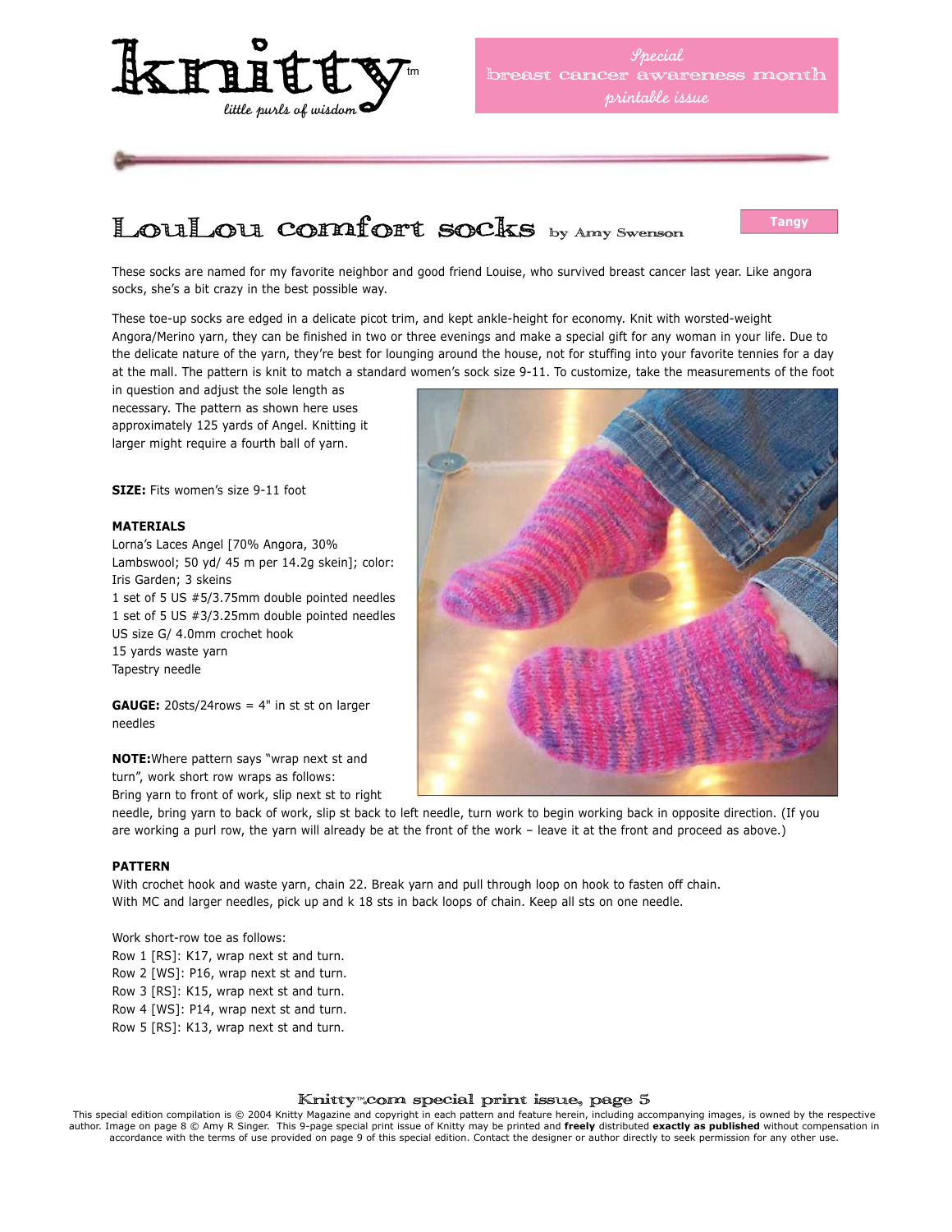# LouLou comfort socks by Amy Swenson

Tangy

These socks are named for my favorite neighbor and good friend Louise, who survived breast cancer last year. Like angora socks, she's a bit crazy in the best possible way.

These toe-up socks are edged in a delicate picot trim, and kept ankle-height for economy. Knit with worsted-weight Angora/Merino yarn, they can be finished in two or three evenings and make a special gift for any woman in your life. Due to the delicate nature of the yarn, they're best for lounging around the house, not for stuffing into your favorite tennies for a day at the mall. The pattern is knit to match a standard women's sock size 9-11. To customize, take the measurements of the foot in question and adjust the sole length as necessary. The pattern as shown here uses approximately 125 yards of Angel. Knitting it larger might require a fourth ball of yarn.

**SIZE:** Fits women's size 9-11 foot

**MATERIALS**

Lorna's Laces Angel [70% Angora, 30% Lambswool; 50 yd/ 45 m per 14.2g skein]; color: Iris Garden; 3 skeins
1 set of 5 US #5/3.75mm double pointed needles
1 set of 5 US #3/3.25mm double pointed needles
US size G/ 4.0mm crochet hook
15 yards waste yarn
Tapestry needle

**GAUGE:** 20sts/24rows = 4" in st st on larger needles

**NOTE:** Where pattern says "wrap next st and turn", work short row wraps as follows:
Bring yarn to front of work, slip next st to right needle, bring yarn to back of work, slip st back to left needle, turn work to begin working back in opposite direction. (If you are working a purl row, the yarn will already be at the front of the work – leave it at the front and proceed as above.)

**PATTERN**

With crochet hook and waste yarn, chain 22. Break yarn and pull through loop on hook to fasten off chain.
With MC and larger needles, pick up and k 18 sts in back loops of chain. Keep all sts on one needle.

Work short-row toe as follows:
Row 1 [RS]: K17, wrap next st and turn.
Row 2 [WS]: P16, wrap next st and turn.
Row 3 [RS]: K15, wrap next st and turn.
Row 4 [WS]: P14, wrap next st and turn.
Row 5 [RS]: K13, wrap next st and turn.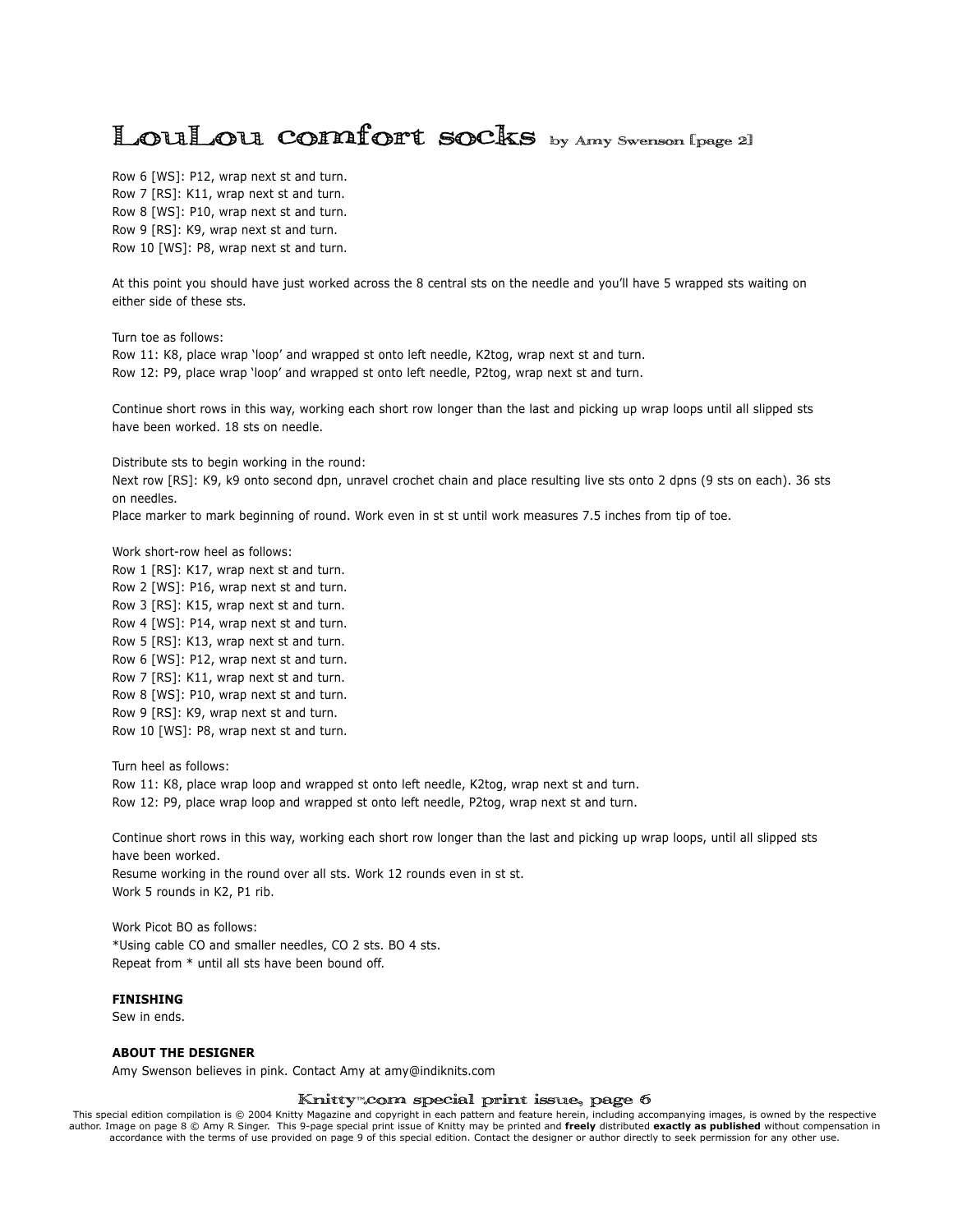# LouLou comfort socks by Amy Swenson [page 2]

Row 6 [WS]: P12, wrap next st and turn.
Row 7 [RS]: K11, wrap next st and turn.
Row 8 [WS]: P10, wrap next st and turn.
Row 9 [RS]: K9, wrap next st and turn.
Row 10 [WS]: P8, wrap next st and turn.

At this point you should have just worked across the 8 central sts on the needle and you'll have 5 wrapped sts waiting on either side of these sts.

Turn toe as follows:
Row 11: K8, place wrap 'loop' and wrapped st onto left needle, K2tog, wrap next st and turn.
Row 12: P9, place wrap 'loop' and wrapped st onto left needle, P2tog, wrap next st and turn.

Continue short rows in this way, working each short row longer than the last and picking up wrap loops until all slipped sts have been worked. 18 sts on needle.

Distribute sts to begin working in the round:
Next row [RS]: K9, k9 onto second dpn, unravel crochet chain and place resulting live sts onto 2 dpns (9 sts on each). 36 sts on needles.
Place marker to mark beginning of round. Work even in st st until work measures 7.5 inches from tip of toe.

Work short-row heel as follows:
Row 1 [RS]: K17, wrap next st and turn.
Row 2 [WS]: P16, wrap next st and turn.
Row 3 [RS]: K15, wrap next st and turn.
Row 4 [WS]: P14, wrap next st and turn.
Row 5 [RS]: K13, wrap next st and turn.
Row 6 [WS]: P12, wrap next st and turn.
Row 7 [RS]: K11, wrap next st and turn.
Row 8 [WS]: P10, wrap next st and turn.
Row 9 [RS]: K9, wrap next st and turn.
Row 10 [WS]: P8, wrap next st and turn.

Turn heel as follows:
Row 11: K8, place wrap loop and wrapped st onto left needle, K2tog, wrap next st and turn.
Row 12: P9, place wrap loop and wrapped st onto left needle, P2tog, wrap next st and turn.

Continue short rows in this way, working each short row longer than the last and picking up wrap loops, until all slipped sts have been worked.
Resume working in the round over all sts. Work 12 rounds even in st st.
Work 5 rounds in K2, P1 rib.

Work Picot BO as follows:
*Using cable CO and smaller needles, CO 2 sts. BO 4 sts.
Repeat from * until all sts have been bound off.

**FINISHING**
Sew in ends.

**ABOUT THE DESIGNER**
Amy Swenson believes in pink. Contact Amy at amy@indiknits.com

Knitty™.com special print issue, page 6
This special edition compilation is © 2004 Knitty Magazine and copyright in each pattern and feature herein, including accompanying images, is owned by the respective author. Image on page 8 © Amy R Singer. This 9-page special print issue of Knitty may be printed and **freely** distributed **exactly as published** without compensation in accordance with the terms of use provided on page 9 of this special edition. Contact the designer or author directly to seek permission for any other use.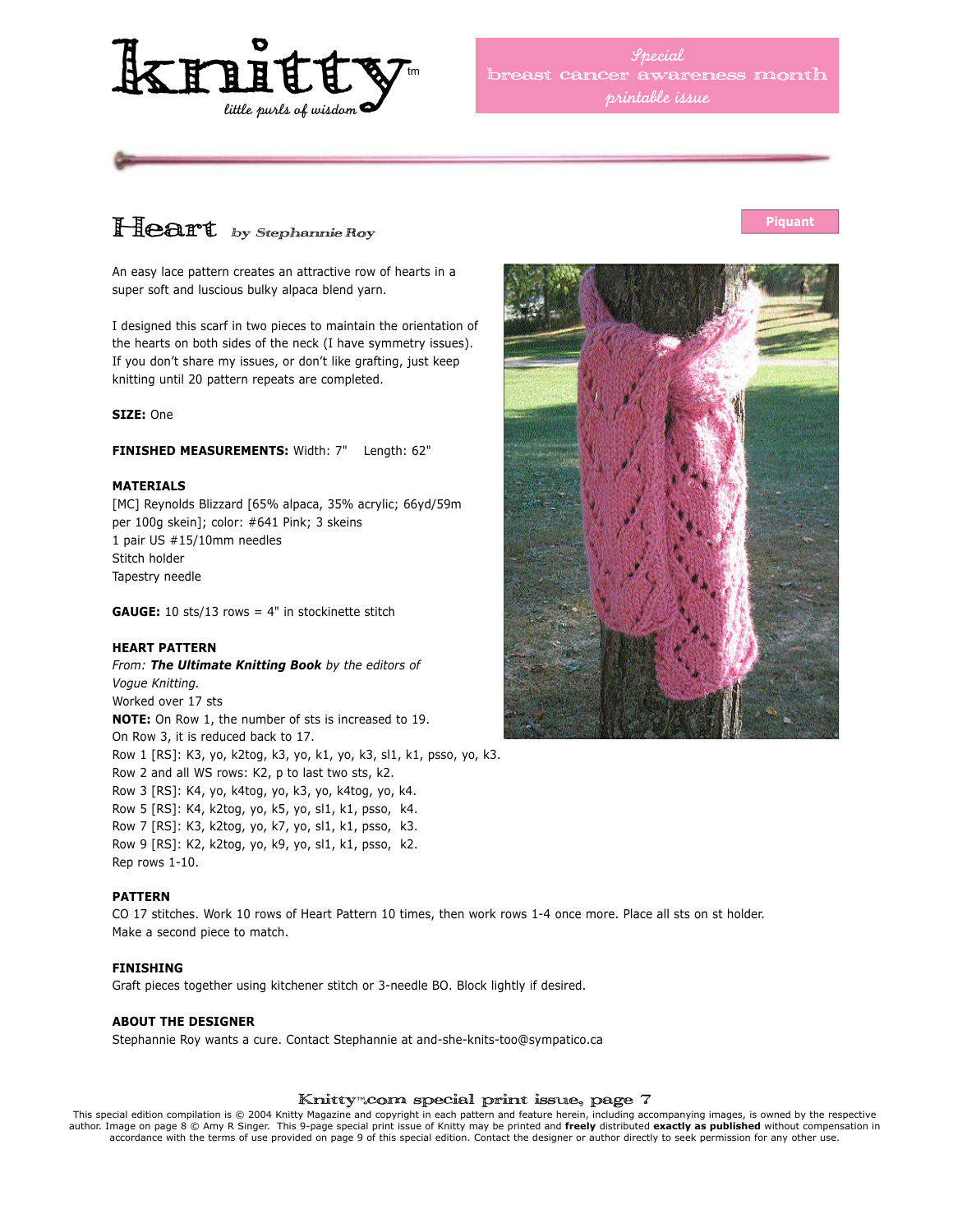knitty™
little purls of wisdom

Special
breast cancer awareness month
printable issue

# Heart by Stephannie Roy

Piquant

An easy lace pattern creates an attractive row of hearts in a super soft and luscious bulky alpaca blend yarn.

I designed this scarf in two pieces to maintain the orientation of the hearts on both sides of the neck (I have symmetry issues). If you don't share my issues, or don't like grafting, just keep knitting until 20 pattern repeats are completed.

**SIZE:** One

**FINISHED MEASUREMENTS:** Width: 7"    Length: 62"

**MATERIALS**

[MC] Reynolds Blizzard [65% alpaca, 35% acrylic; 66yd/59m per 100g skein]; color: #641 Pink; 3 skeins
1 pair US #15/10mm needles
Stitch holder
Tapestry needle

**GAUGE:** 10 sts/13 rows = 4" in stockinette stitch

**HEART PATTERN**

*From:* ***The Ultimate Knitting Book*** *by the editors of Vogue Knitting.*
Worked over 17 sts
**NOTE:** On Row 1, the number of sts is increased to 19.
On Row 3, it is reduced back to 17.
Row 1 [RS]: K3, yo, k2tog, k3, yo, k1, yo, k3, sl1, k1, psso, yo, k3.
Row 2 and all WS rows: K2, p to last two sts, k2.
Row 3 [RS]: K4, yo, k4tog, yo, k3, yo, k4tog, yo, k4.
Row 5 [RS]: K4, k2tog, yo, k5, yo, sl1, k1, psso, k4.
Row 7 [RS]: K3, k2tog, yo, k7, yo, sl1, k1, psso, k3.
Row 9 [RS]: K2, k2tog, yo, k9, yo, sl1, k1, psso, k2.
Rep rows 1-10.

**PATTERN**

CO 17 stitches. Work 10 rows of Heart Pattern 10 times, then work rows 1-4 once more. Place all sts on st holder.
Make a second piece to match.

**FINISHING**

Graft pieces together using kitchener stitch or 3-needle BO. Block lightly if desired.

**ABOUT THE DESIGNER**

Stephannie Roy wants a cure. Contact Stephannie at and-she-knits-too@sympatico.ca

This special edition compilation is © 2004 Knitty Magazine and copyright in each pattern and feature herein, including accompanying images, is owned by the respective author. Image on page 8 © Amy R Singer. This 9-page special print issue of Knitty may be printed and **freely** distributed **exactly as published** without compensation in accordance with the terms of use provided on page 9 of this special edition. Contact the designer or author directly to seek permission for any other use.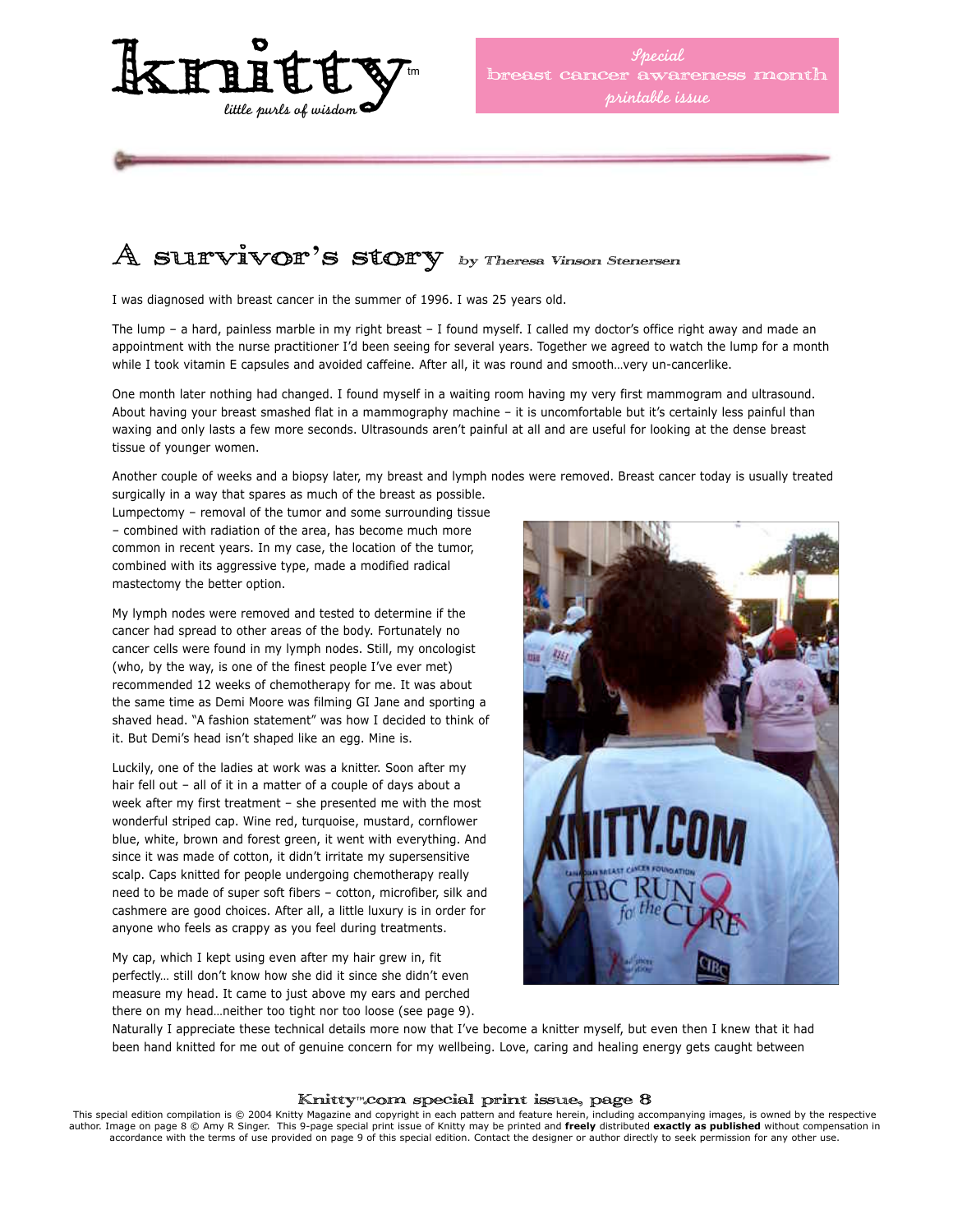# A survivor's story *by Theresa Vinson Stenersen*

I was diagnosed with breast cancer in the summer of 1996. I was 25 years old.

The lump – a hard, painless marble in my right breast – I found myself. I called my doctor's office right away and made an appointment with the nurse practitioner I'd been seeing for several years. Together we agreed to watch the lump for a month while I took vitamin E capsules and avoided caffeine. After all, it was round and smooth…very un-cancerlike.

One month later nothing had changed. I found myself in a waiting room having my very first mammogram and ultrasound. About having your breast smashed flat in a mammography machine – it is uncomfortable but it's certainly less painful than waxing and only lasts a few more seconds. Ultrasounds aren't painful at all and are useful for looking at the dense breast tissue of younger women.

Another couple of weeks and a biopsy later, my breast and lymph nodes were removed. Breast cancer today is usually treated surgically in a way that spares as much of the breast as possible. Lumpectomy – removal of the tumor and some surrounding tissue – combined with radiation of the area, has become much more common in recent years. In my case, the location of the tumor, combined with its aggressive type, made a modified radical mastectomy the better option.

My lymph nodes were removed and tested to determine if the cancer had spread to other areas of the body. Fortunately no cancer cells were found in my lymph nodes. Still, my oncologist (who, by the way, is one of the finest people I've ever met) recommended 12 weeks of chemotherapy for me. It was about the same time as Demi Moore was filming GI Jane and sporting a shaved head. "A fashion statement" was how I decided to think of it. But Demi's head isn't shaped like an egg. Mine is.

Luckily, one of the ladies at work was a knitter. Soon after my hair fell out – all of it in a matter of a couple of days about a week after my first treatment – she presented me with the most wonderful striped cap. Wine red, turquoise, mustard, cornflower blue, white, brown and forest green, it went with everything. And since it was made of cotton, it didn't irritate my supersensitive scalp. Caps knitted for people undergoing chemotherapy really need to be made of super soft fibers – cotton, microfiber, silk and cashmere are good choices. After all, a little luxury is in order for anyone who feels as crappy as you feel during treatments.

My cap, which I kept using even after my hair grew in, fit perfectly… still don't know how she did it since she didn't even measure my head. It came to just above my ears and perched there on my head…neither too tight nor too loose (see page 9). Naturally I appreciate these technical details more now that I've become a knitter myself, but even then I knew that it had been hand knitted for me out of genuine concern for my wellbeing. Love, caring and healing energy gets caught between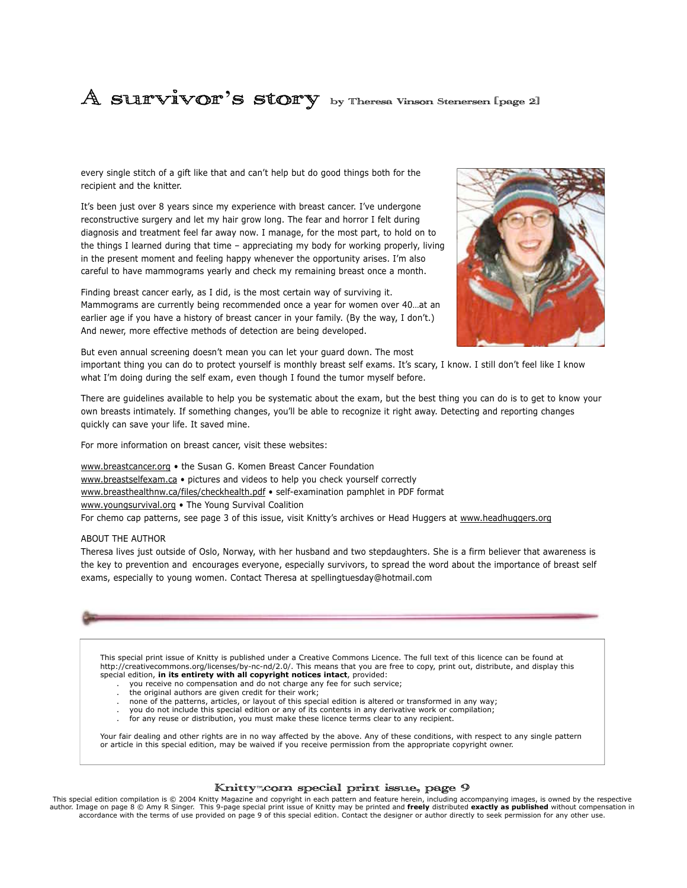# A survivor's story by Theresa Vinson Stenersen [page 2]

every single stitch of a gift like that and can't help but do good things both for the recipient and the knitter.

It's been just over 8 years since my experience with breast cancer. I've undergone reconstructive surgery and let my hair grow long. The fear and horror I felt during diagnosis and treatment feel far away now. I manage, for the most part, to hold on to the things I learned during that time – appreciating my body for working properly, living in the present moment and feeling happy whenever the opportunity arises. I'm also careful to have mammograms yearly and check my remaining breast once a month.

Finding breast cancer early, as I did, is the most certain way of surviving it. Mammograms are currently being recommended once a year for women over 40…at an earlier age if you have a history of breast cancer in your family. (By the way, I don't.) And newer, more effective methods of detection are being developed.

But even annual screening doesn't mean you can let your guard down. The most important thing you can do to protect yourself is monthly breast self exams. It's scary, I know. I still don't feel like I know what I'm doing during the self exam, even though I found the tumor myself before.

There are guidelines available to help you be systematic about the exam, but the best thing you can do is to get to know your own breasts intimately. If something changes, you'll be able to recognize it right away. Detecting and reporting changes quickly can save your life. It saved mine.

For more information on breast cancer, visit these websites:

www.breastcancer.org • the Susan G. Komen Breast Cancer Foundation
www.breastselfexam.ca • pictures and videos to help you check yourself correctly
www.breasthealthnw.ca/files/checkhealth.pdf • self-examination pamphlet in PDF format
www.youngsurvival.org • The Young Survival Coalition
For chemo cap patterns, see page 3 of this issue, visit Knitty's archives or Head Huggers at www.headhuggers.org

ABOUT THE AUTHOR
Theresa lives just outside of Oslo, Norway, with her husband and two stepdaughters. She is a firm believer that awareness is the key to prevention and encourages everyone, especially survivors, to spread the word about the importance of breast self exams, especially to young women. Contact Theresa at spellingtuesday@hotmail.com

This special print issue of Knitty is published under a Creative Commons Licence. The full text of this licence can be found at http://creativecommons.org/licenses/by-nc-nd/2.0/. This means that you are free to copy, print out, distribute, and display this special edition, **in its entirety with all copyright notices intact**, provided:

- you receive no compensation and do not charge any fee for such service;
- the original authors are given credit for their work;
- none of the patterns, articles, or layout of this special edition is altered or transformed in any way;
- you do not include this special edition or any of its contents in any derivative work or compilation;
- for any reuse or distribution, you must make these licence terms clear to any recipient.

Your fair dealing and other rights are in no way affected by the above. Any of these conditions, with respect to any single pattern or article in this special edition, may be waived if you receive permission from the appropriate copyright owner.

This special edition compilation is © 2004 Knitty Magazine and copyright in each pattern and feature herein, including accompanying images, is owned by the respective author. Image on page 8 © Amy R Singer. This 9-page special print issue of Knitty may be printed and **freely** distributed **exactly as published** without compensation in accordance with the terms of use provided on page 9 of this special edition. Contact the designer or author directly to seek permission for any other use.